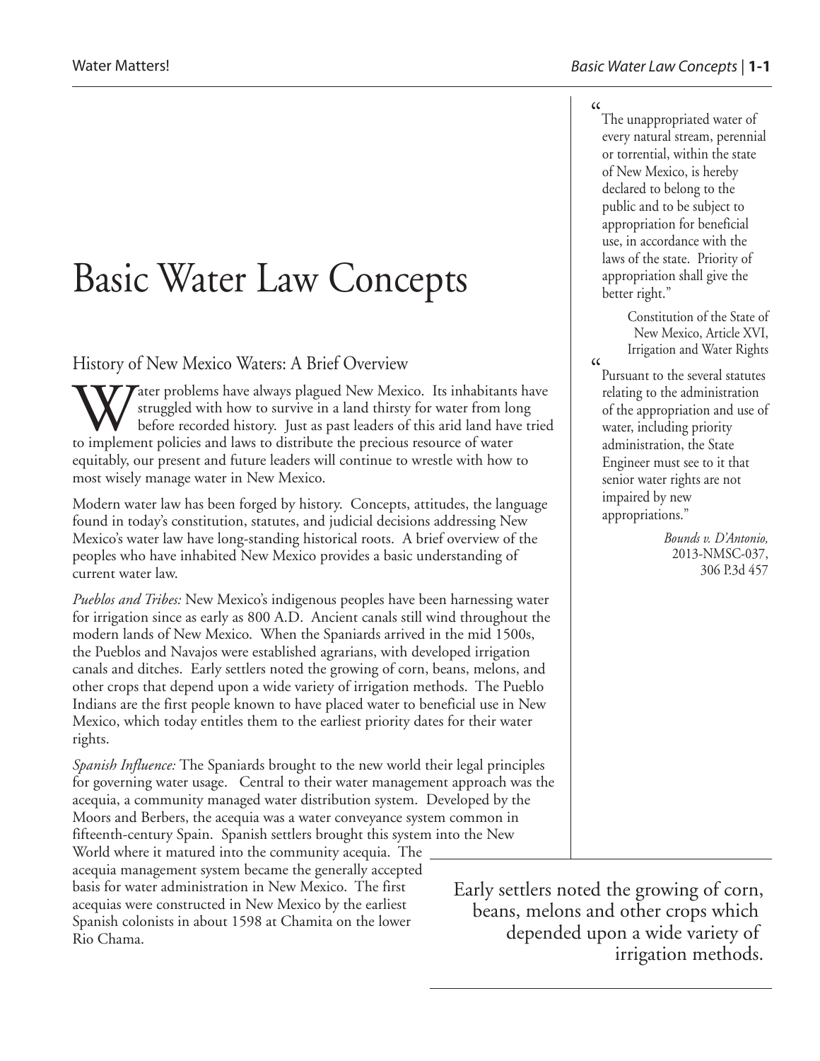# Basic Water Law Concepts

## History of New Mexico Waters: A Brief Overview

Water problems have always plagued New Mexico. Its inhabitants have struggled with how to survive in a land thirsty for water from long before recorded history. Just as past leaders of this arid land have tried to implement policies and laws to distribute the precious resource of water equitably, our present and future leaders will continue to wrestle with how to most wisely manage water in New Mexico.

Modern water law has been forged by history. Concepts, attitudes, the language found in today's constitution, statutes, and judicial decisions addressing New Mexico's water law have long-standing historical roots. A brief overview of the peoples who have inhabited New Mexico provides a basic understanding of current water law.

*Pueblos and Tribes:* New Mexico's indigenous peoples have been harnessing water for irrigation since as early as 800 A.D. Ancient canals still wind throughout the modern lands of New Mexico. When the Spaniards arrived in the mid 1500s, the Pueblos and Navajos were established agrarians, with developed irrigation canals and ditches. Early settlers noted the growing of corn, beans, melons, and other crops that depend upon a wide variety of irrigation methods. The Pueblo Indians are the first people known to have placed water to beneficial use in New Mexico, which today entitles them to the earliest priority dates for their water rights.

*Spanish Influence:* The Spaniards brought to the new world their legal principles for governing water usage. Central to their water management approach was the acequia, a community managed water distribution system. Developed by the Moors and Berbers, the acequia was a water conveyance system common in fifteenth-century Spain. Spanish settlers brought this system into the New World where it matured into the community acequia. The acequia management system became the generally accepted basis for water administration in New Mexico. The first acequias were constructed in New Mexico by the earliest Spanish colonists in about 1598 at Chamita on the lower Rio Chama.

> "The unappropriated water of every natural stream, perennial or torrential, within the state of New Mexico, is hereby declared to belong to the public and to be subject to appropriation for beneficial use, in accordance with the laws of the state. Priority of appropriation shall give the better right."
>
> Constitution of the State of New Mexico, Article XVI, Irrigation and Water Rights

> "Pursuant to the several statutes relating to the administration of the appropriation and use of water, including priority administration, the State Engineer must see to it that senior water rights are not impaired by new appropriations."
>
> *Bounds v. D'Antonio,* 2013-NMSC-037, 306 P.3d 457

> Early settlers noted the growing of corn, beans, melons and other crops which depended upon a wide variety of irrigation methods.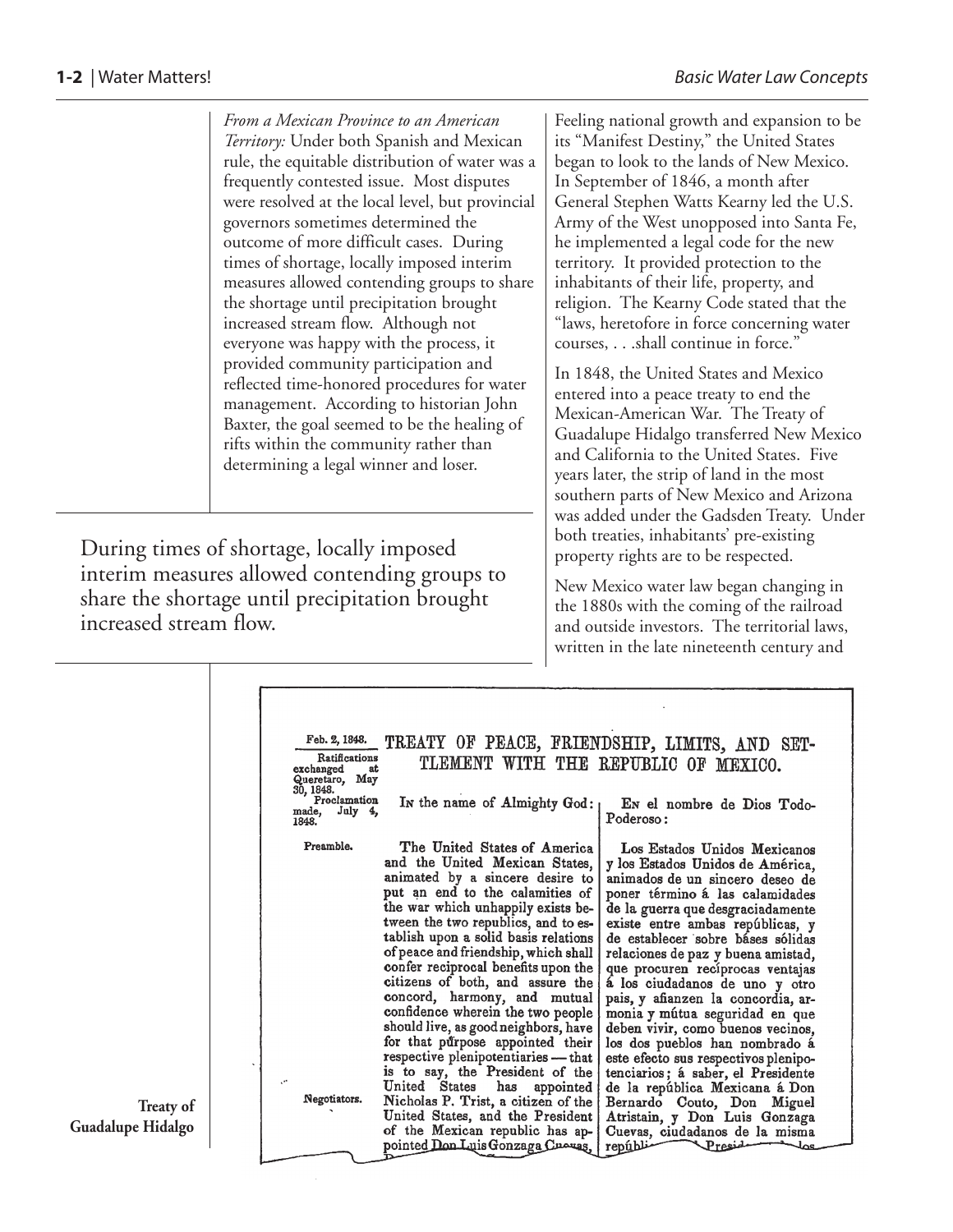*From a Mexican Province to an American Territory:* Under both Spanish and Mexican rule, the equitable distribution of water was a frequently contested issue. Most disputes were resolved at the local level, but provincial governors sometimes determined the outcome of more difficult cases. During times of shortage, locally imposed interim measures allowed contending groups to share the shortage until precipitation brought increased stream flow. Although not everyone was happy with the process, it provided community participation and reflected time-honored procedures for water management. According to historian John Baxter, the goal seemed to be the healing of rifts within the community rather than determining a legal winner and loser.

During times of shortage, locally imposed interim measures allowed contending groups to share the shortage until precipitation brought increased stream flow.

Feeling national growth and expansion to be its "Manifest Destiny," the United States began to look to the lands of New Mexico. In September of 1846, a month after General Stephen Watts Kearny led the U.S. Army of the West unopposed into Santa Fe, he implemented a legal code for the new territory. It provided protection to the inhabitants of their life, property, and religion. The Kearny Code stated that the "laws, heretofore in force concerning water courses, . . .shall continue in force."

In 1848, the United States and Mexico entered into a peace treaty to end the Mexican-American War. The Treaty of Guadalupe Hidalgo transferred New Mexico and California to the United States. Five years later, the strip of land in the most southern parts of New Mexico and Arizona was added under the Gadsden Treaty. Under both treaties, inhabitants' pre-existing property rights are to be respected.

New Mexico water law began changing in the 1880s with the coming of the railroad and outside investors. The territorial laws, written in the late nineteenth century and

Feb. 2, 1848.
Ratifications exchanged at Queretaro, May 30, 1848.
Proclamation made, July 4, 1848.

TREATY OF PEACE, FRIENDSHIP, LIMITS, AND SETTLEMENT WITH THE REPUBLIC OF MEXICO.

IN the name of Almighty God:

EN el nombre de Dios Todo-Poderoso:

Preamble.

The United States of America and the United Mexican States, animated by a sincere desire to put an end to the calamities of the war which unhappily exists between the two republics, and to establish upon a solid basis relations of peace and friendship, which shall confer reciprocal benefits upon the citizens of both, and assure the concord, harmony, and mutual confidence wherein the two people should live, as good neighbors, have for that purpose appointed their respective plenipotentiaries — that is to say, the President of the United States has appointed Nicholas P. Trist, a citizen of the United States, and the President of the Mexican republic has appointed Don Luis Gonzaga Cuevas,

Negotiators.

Los Estados Unidos Mexicanos y los Estados Unidos de América, animados de un sincero deseo de poner término á las calamidades de la guerra que desgraciadamente existe entre ambas repúblicas, y de establecer sobre báses sólidas relaciones de paz y buena amistad, que procuren recíprocas ventajas á los ciudadanos de uno y otro pais, y afianzen la concordia, armonia y mútua seguridad en que deben vivir, como buenos vecinos, los dos pueblos han nombrado á este efecto sus respectivos plenipotenciarios; á saber, el Presidente de la república Mexicana á Don Bernardo Couto, Don Miguel Atristain, y Don Luis Gonzaga Cuevas, ciudadanos de la misma repúbli...

**Treaty of Guadalupe Hidalgo**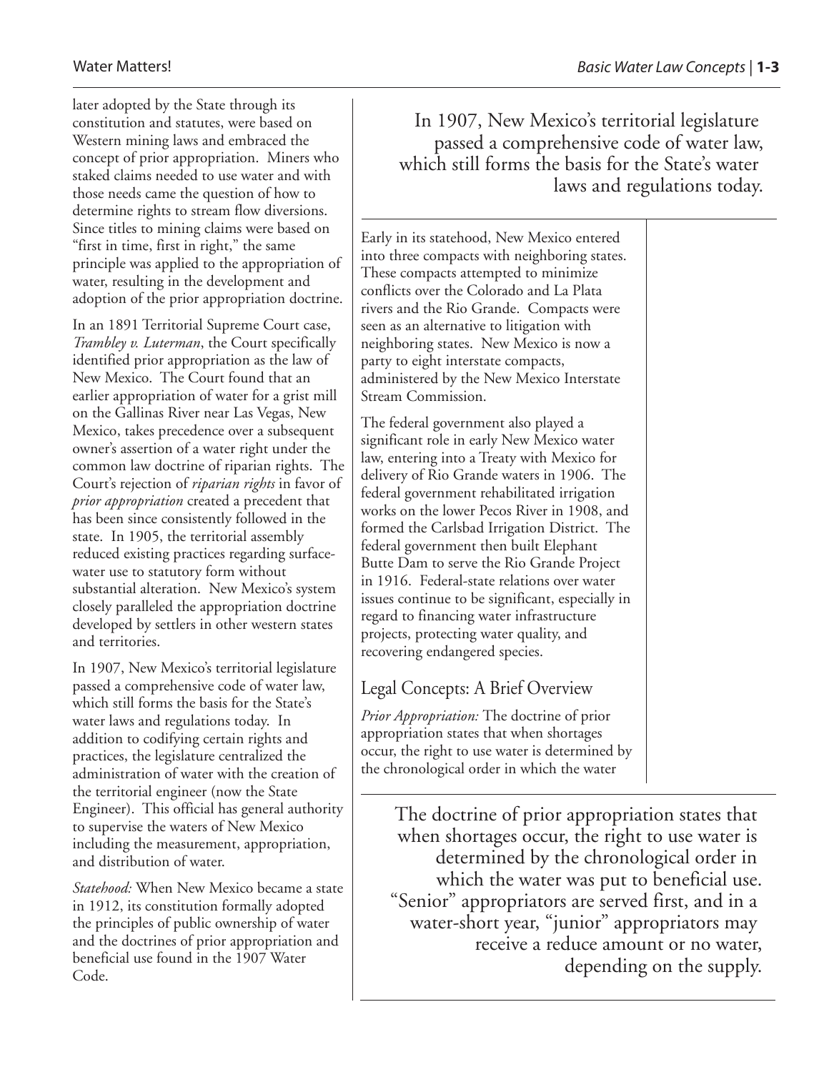later adopted by the State through its constitution and statutes, were based on Western mining laws and embraced the concept of prior appropriation. Miners who staked claims needed to use water and with those needs came the question of how to determine rights to stream flow diversions. Since titles to mining claims were based on "first in time, first in right," the same principle was applied to the appropriation of water, resulting in the development and adoption of the prior appropriation doctrine.

In an 1891 Territorial Supreme Court case, *Trambley v. Luterman*, the Court specifically identified prior appropriation as the law of New Mexico. The Court found that an earlier appropriation of water for a grist mill on the Gallinas River near Las Vegas, New Mexico, takes precedence over a subsequent owner's assertion of a water right under the common law doctrine of riparian rights. The Court's rejection of *riparian rights* in favor of *prior appropriation* created a precedent that has been since consistently followed in the state. In 1905, the territorial assembly reduced existing practices regarding surface-water use to statutory form without substantial alteration. New Mexico's system closely paralleled the appropriation doctrine developed by settlers in other western states and territories.

In 1907, New Mexico's territorial legislature passed a comprehensive code of water law, which still forms the basis for the State's water laws and regulations today. In addition to codifying certain rights and practices, the legislature centralized the administration of water with the creation of the territorial engineer (now the State Engineer). This official has general authority to supervise the waters of New Mexico including the measurement, appropriation, and distribution of water.

*Statehood:* When New Mexico became a state in 1912, its constitution formally adopted the principles of public ownership of water and the doctrines of prior appropriation and beneficial use found in the 1907 Water Code.

> In 1907, New Mexico's territorial legislature passed a comprehensive code of water law, which still forms the basis for the State's water laws and regulations today.

Early in its statehood, New Mexico entered into three compacts with neighboring states. These compacts attempted to minimize conflicts over the Colorado and La Plata rivers and the Rio Grande. Compacts were seen as an alternative to litigation with neighboring states. New Mexico is now a party to eight interstate compacts, administered by the New Mexico Interstate Stream Commission.

The federal government also played a significant role in early New Mexico water law, entering into a Treaty with Mexico for delivery of Rio Grande waters in 1906. The federal government rehabilitated irrigation works on the lower Pecos River in 1908, and formed the Carlsbad Irrigation District. The federal government then built Elephant Butte Dam to serve the Rio Grande Project in 1916. Federal-state relations over water issues continue to be significant, especially in regard to financing water infrastructure projects, protecting water quality, and recovering endangered species.

## Legal Concepts: A Brief Overview

*Prior Appropriation:* The doctrine of prior appropriation states that when shortages occur, the right to use water is determined by the chronological order in which the water

> The doctrine of prior appropriation states that when shortages occur, the right to use water is determined by the chronological order in which the water was put to beneficial use. "Senior" appropriators are served first, and in a water-short year, "junior" appropriators may receive a reduce amount or no water, depending on the supply.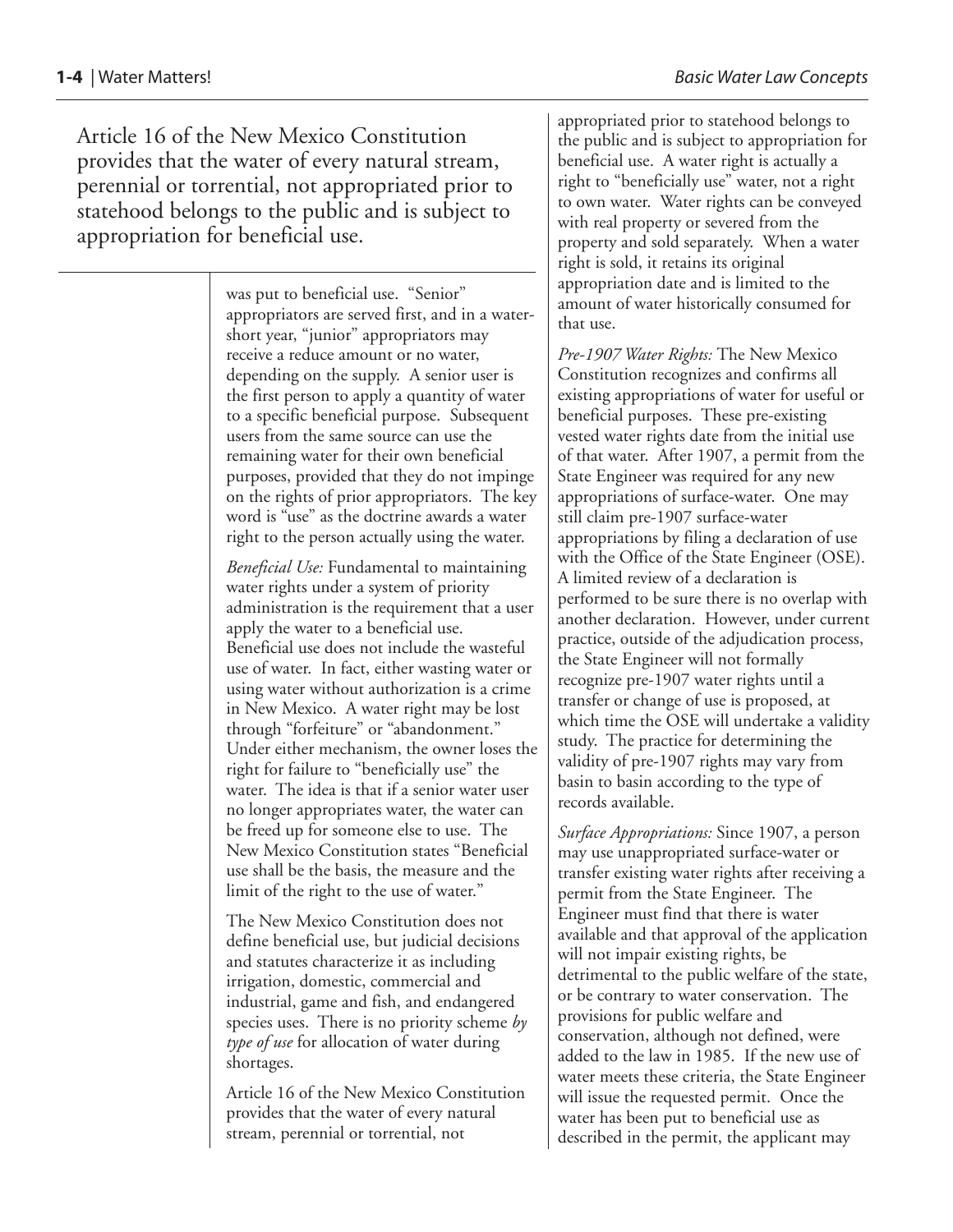Article 16 of the New Mexico Constitution provides that the water of every natural stream, perennial or torrential, not appropriated prior to statehood belongs to the public and is subject to appropriation for beneficial use.

was put to beneficial use. "Senior" appropriators are served first, and in a water-short year, "junior" appropriators may receive a reduce amount or no water, depending on the supply. A senior user is the first person to apply a quantity of water to a specific beneficial purpose. Subsequent users from the same source can use the remaining water for their own beneficial purposes, provided that they do not impinge on the rights of prior appropriators. The key word is "use" as the doctrine awards a water right to the person actually using the water.

*Beneficial Use:* Fundamental to maintaining water rights under a system of priority administration is the requirement that a user apply the water to a beneficial use. Beneficial use does not include the wasteful use of water. In fact, either wasting water or using water without authorization is a crime in New Mexico. A water right may be lost through "forfeiture" or "abandonment." Under either mechanism, the owner loses the right for failure to "beneficially use" the water. The idea is that if a senior water user no longer appropriates water, the water can be freed up for someone else to use. The New Mexico Constitution states "Beneficial use shall be the basis, the measure and the limit of the right to the use of water."

The New Mexico Constitution does not define beneficial use, but judicial decisions and statutes characterize it as including irrigation, domestic, commercial and industrial, game and fish, and endangered species uses. There is no priority scheme *by type of use* for allocation of water during shortages.

Article 16 of the New Mexico Constitution provides that the water of every natural stream, perennial or torrential, not appropriated prior to statehood belongs to the public and is subject to appropriation for beneficial use. A water right is actually a right to "beneficially use" water, not a right to own water. Water rights can be conveyed with real property or severed from the property and sold separately. When a water right is sold, it retains its original appropriation date and is limited to the amount of water historically consumed for that use.

*Pre-1907 Water Rights:* The New Mexico Constitution recognizes and confirms all existing appropriations of water for useful or beneficial purposes. These pre-existing vested water rights date from the initial use of that water. After 1907, a permit from the State Engineer was required for any new appropriations of surface-water. One may still claim pre-1907 surface-water appropriations by filing a declaration of use with the Office of the State Engineer (OSE). A limited review of a declaration is performed to be sure there is no overlap with another declaration. However, under current practice, outside of the adjudication process, the State Engineer will not formally recognize pre-1907 water rights until a transfer or change of use is proposed, at which time the OSE will undertake a validity study. The practice for determining the validity of pre-1907 rights may vary from basin to basin according to the type of records available.

*Surface Appropriations:* Since 1907, a person may use unappropriated surface-water or transfer existing water rights after receiving a permit from the State Engineer. The Engineer must find that there is water available and that approval of the application will not impair existing rights, be detrimental to the public welfare of the state, or be contrary to water conservation. The provisions for public welfare and conservation, although not defined, were added to the law in 1985. If the new use of water meets these criteria, the State Engineer will issue the requested permit. Once the water has been put to beneficial use as described in the permit, the applicant may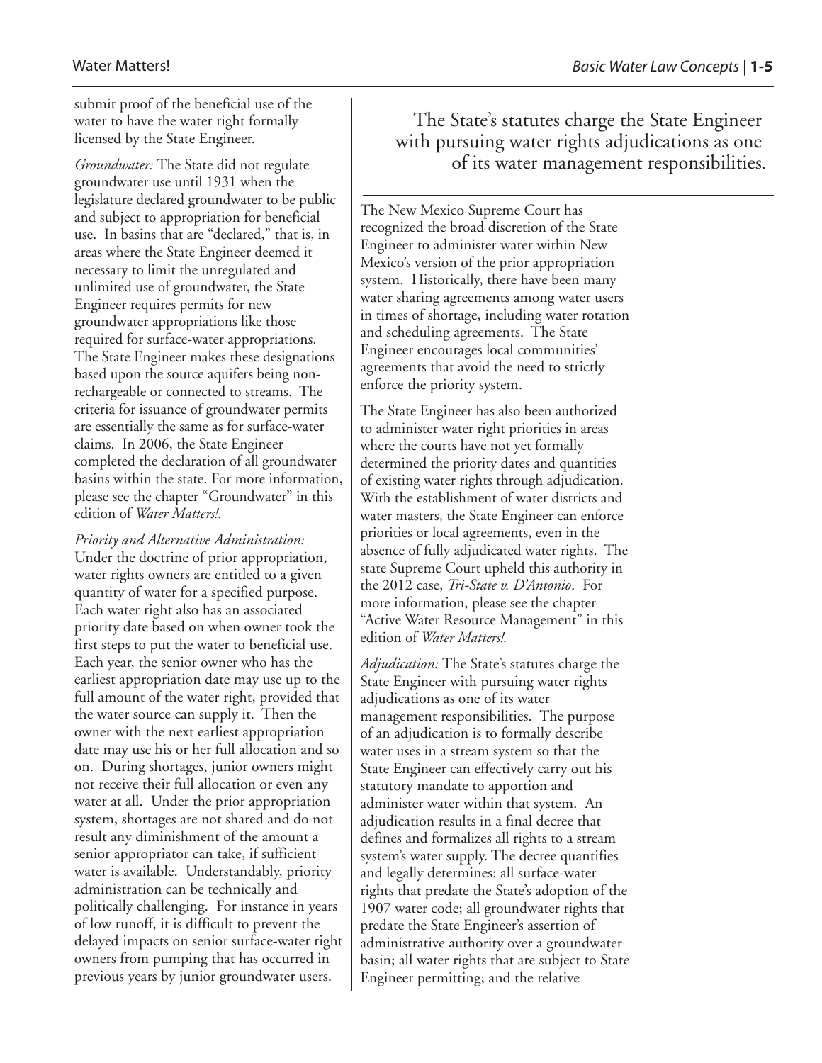submit proof of the beneficial use of the water to have the water right formally licensed by the State Engineer.

*Groundwater:* The State did not regulate groundwater use until 1931 when the legislature declared groundwater to be public and subject to appropriation for beneficial use. In basins that are "declared," that is, in areas where the State Engineer deemed it necessary to limit the unregulated and unlimited use of groundwater, the State Engineer requires permits for new groundwater appropriations like those required for surface-water appropriations. The State Engineer makes these designations based upon the source aquifers being non-rechargeable or connected to streams. The criteria for issuance of groundwater permits are essentially the same as for surface-water claims. In 2006, the State Engineer completed the declaration of all groundwater basins within the state. For more information, please see the chapter "Groundwater" in this edition of *Water Matters!*.

*Priority and Alternative Administration:* Under the doctrine of prior appropriation, water rights owners are entitled to a given quantity of water for a specified purpose. Each water right also has an associated priority date based on when owner took the first steps to put the water to beneficial use. Each year, the senior owner who has the earliest appropriation date may use up to the full amount of the water right, provided that the water source can supply it. Then the owner with the next earliest appropriation date may use his or her full allocation and so on. During shortages, junior owners might not receive their full allocation or even any water at all. Under the prior appropriation system, shortages are not shared and do not result any diminishment of the amount a senior appropriator can take, if sufficient water is available. Understandably, priority administration can be technically and politically challenging. For instance in years of low runoff, it is difficult to prevent the delayed impacts on senior surface-water right owners from pumping that has occurred in previous years by junior groundwater users.

> The State's statutes charge the State Engineer with pursuing water rights adjudications as one of its water management responsibilities.

The New Mexico Supreme Court has recognized the broad discretion of the State Engineer to administer water within New Mexico's version of the prior appropriation system. Historically, there have been many water sharing agreements among water users in times of shortage, including water rotation and scheduling agreements. The State Engineer encourages local communities' agreements that avoid the need to strictly enforce the priority system.

The State Engineer has also been authorized to administer water right priorities in areas where the courts have not yet formally determined the priority dates and quantities of existing water rights through adjudication. With the establishment of water districts and water masters, the State Engineer can enforce priorities or local agreements, even in the absence of fully adjudicated water rights. The state Supreme Court upheld this authority in the 2012 case, *Tri-State v. D'Antonio*. For more information, please see the chapter "Active Water Resource Management" in this edition of *Water Matters!.*

*Adjudication:* The State's statutes charge the State Engineer with pursuing water rights adjudications as one of its water management responsibilities. The purpose of an adjudication is to formally describe water uses in a stream system so that the State Engineer can effectively carry out his statutory mandate to apportion and administer water within that system. An adjudication results in a final decree that defines and formalizes all rights to a stream system's water supply. The decree quantifies and legally determines: all surface-water rights that predate the State's adoption of the 1907 water code; all groundwater rights that predate the State Engineer's assertion of administrative authority over a groundwater basin; all water rights that are subject to State Engineer permitting; and the relative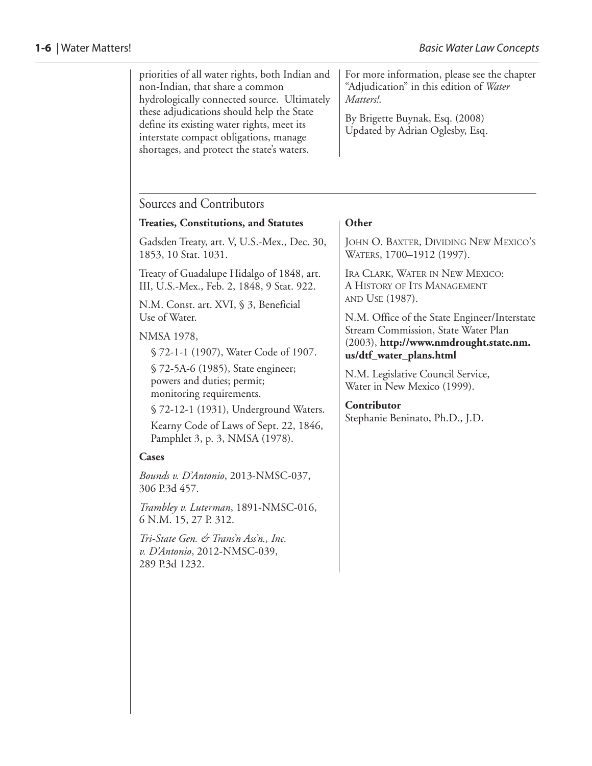priorities of all water rights, both Indian and non-Indian, that share a common hydrologically connected source. Ultimately these adjudications should help the State define its existing water rights, meet its interstate compact obligations, manage shortages, and protect the state's waters.

For more information, please see the chapter "Adjudication" in this edition of *Water Matters!*.

By Brigette Buynak, Esq. (2008)
Updated by Adrian Oglesby, Esq.

## Sources and Contributors

### Treaties, Constitutions, and Statutes

Gadsden Treaty, art. V, U.S.-Mex., Dec. 30, 1853, 10 Stat. 1031.

Treaty of Guadalupe Hidalgo of 1848, art. III, U.S.-Mex., Feb. 2, 1848, 9 Stat. 922.

N.M. Const. art. XVI, § 3, Beneficial Use of Water.

NMSA 1978,

- § 72-1-1 (1907), Water Code of 1907.
- § 72-5A-6 (1985), State engineer; powers and duties; permit; monitoring requirements.
- § 72-12-1 (1931), Underground Waters.
- Kearny Code of Laws of Sept. 22, 1846, Pamphlet 3, p. 3, NMSA (1978).

### Cases

*Bounds v. D'Antonio*, 2013-NMSC-037, 306 P.3d 457.

*Trambley v. Luterman*, 1891-NMSC-016, 6 N.M. 15, 27 P. 312.

*Tri-State Gen. & Trans'n Ass'n., Inc. v. D'Antonio*, 2012-NMSC-039, 289 P.3d 1232.

### Other

John O. Baxter, Dividing New Mexico's Waters, 1700–1912 (1997).

Ira Clark, Water in New Mexico: A History of Its Management and Use (1987).

N.M. Office of the State Engineer/Interstate Stream Commission, State Water Plan (2003), **http://www.nmdrought.state.nm.us/dtf_water_plans.html**

N.M. Legislative Council Service, Water in New Mexico (1999).

### Contributor

Stephanie Beninato, Ph.D., J.D.